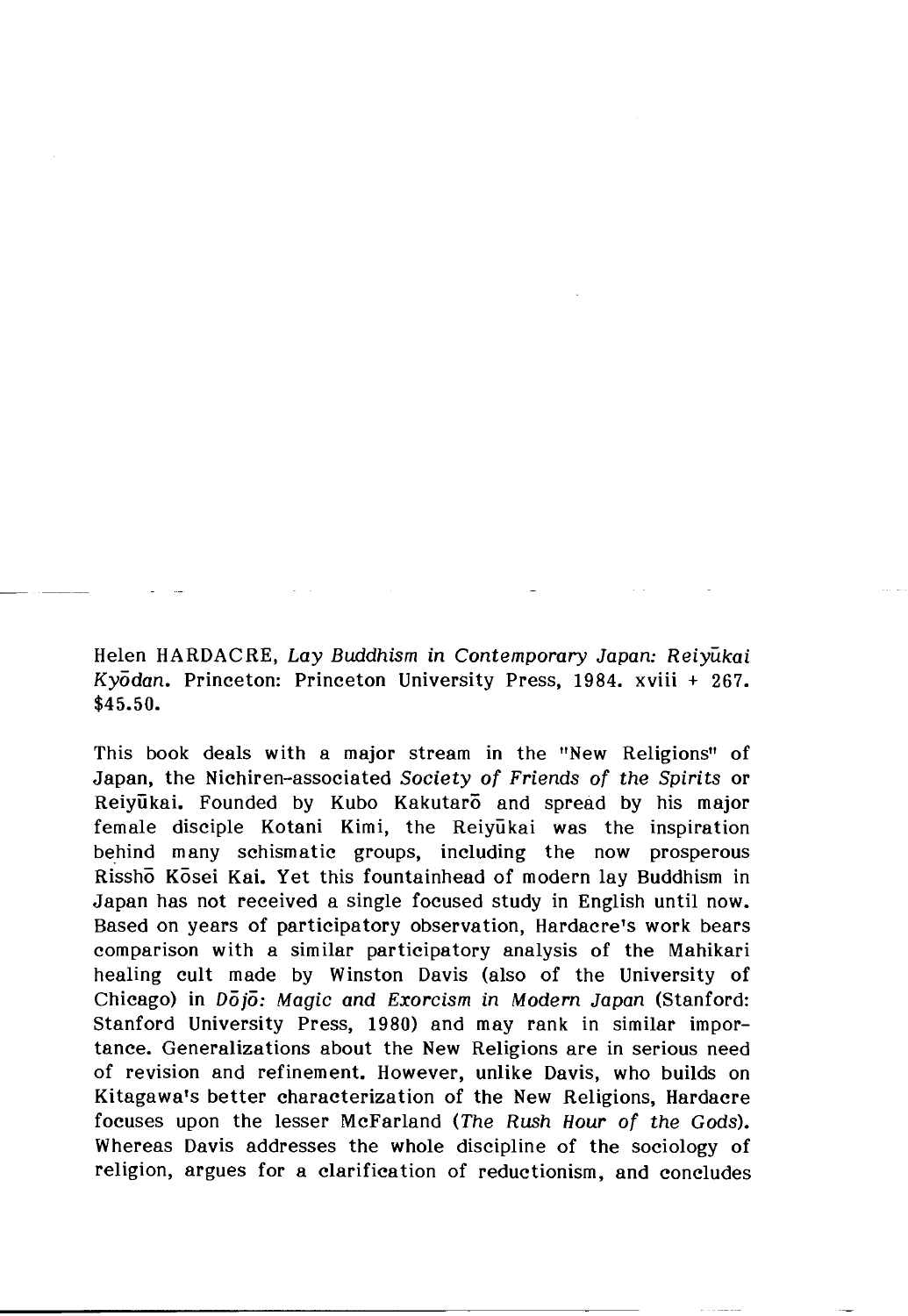Helen HARDACRE, *Lay Buddhism in Contemporary Japan: Reiyūkai Kyōdan*. Princeton: Princeton University Press, 1984. xviii + 267. $45.50.

This book deals with a major stream in the "New Religions" of Japan, the Nichiren-associated *Society of Friends of the Spirits* or Reiyūkai. Founded by Kubo Kakutarō and spread by his major female disciple Kotani Kimi, the Reiyūkai was the inspiration behind many schismatic groups, including the now prosperous Risshō Kōsei Kai. Yet this fountainhead of modern lay Buddhism in Japan has not received a single focused study in English until now. Based on years of participatory observation, Hardacre's work bears comparison with a similar participatory analysis of the Mahikari healing cult made by Winston Davis (also of the University of Chicago) in *Dōjō: Magic and Exorcism in Modern Japan* (Stanford: Stanford University Press, 1980) and may rank in similar importance. Generalizations about the New Religions are in serious need of revision and refinement. However, unlike Davis, who builds on Kitagawa's better characterization of the New Religions, Hardacre focuses upon the lesser McFarland (*The Rush Hour of the Gods*). Whereas Davis addresses the whole discipline of the sociology of religion, argues for a clarification of reductionism, and concludes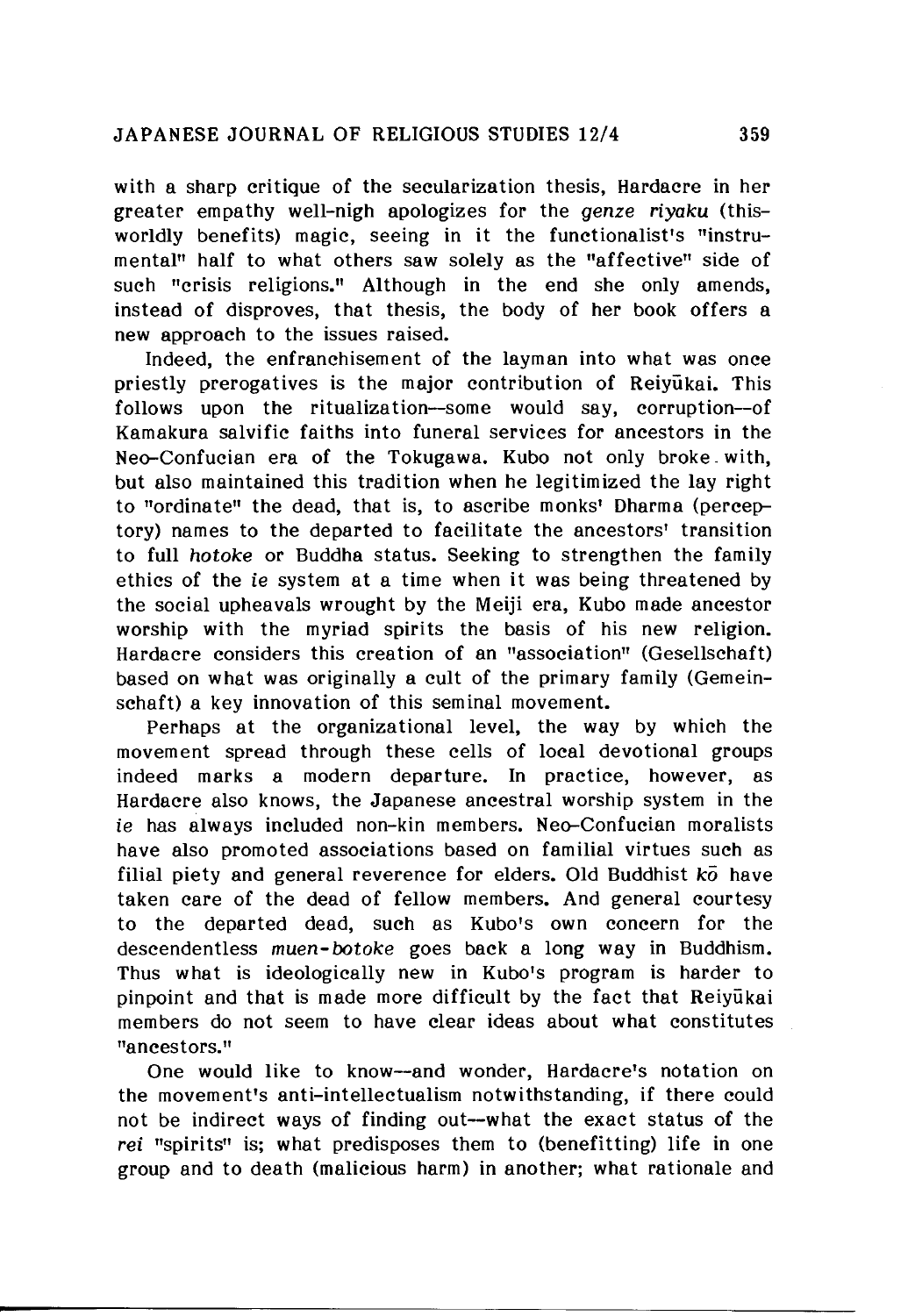with a sharp critique of the secularization thesis, Hardacre in her greater empathy well-nigh apologizes for the *genze riyaku* (this-worldly benefits) magic, seeing in it the functionalist's "instrumental" half to what others saw solely as the "affective" side of such "crisis religions." Although in the end she only amends, instead of disproves, that thesis, the body of her book offers a new approach to the issues raised.

Indeed, the enfranchisement of the layman into what was once priestly prerogatives is the major contribution of Reiyūkai. This follows upon the ritualization—some would say, corruption—of Kamakura salvific faiths into funeral services for ancestors in the Neo-Confucian era of the Tokugawa. Kubo not only broke with, but also maintained this tradition when he legitimized the lay right to "ordinate" the dead, that is, to ascribe monks' Dharma (perceptory) names to the departed to facilitate the ancestors' transition to full *hotoke* or Buddha status. Seeking to strengthen the family ethics of the *ie* system at a time when it was being threatened by the social upheavals wrought by the Meiji era, Kubo made ancestor worship with the myriad spirits the basis of his new religion. Hardacre considers this creation of an "association" (Gesellschaft) based on what was originally a cult of the primary family (Gemeinschaft) a key innovation of this seminal movement.

Perhaps at the organizational level, the way by which the movement spread through these cells of local devotional groups indeed marks a modern departure. In practice, however, as Hardacre also knows, the Japanese ancestral worship system in the *ie* has always included non-kin members. Neo-Confucian moralists have also promoted associations based on familial virtues such as filial piety and general reverence for elders. Old Buddhist *kō* have taken care of the dead of fellow members. And general courtesy to the departed dead, such as Kubo's own concern for the descendentless *muen-botoke* goes back a long way in Buddhism. Thus what is ideologically new in Kubo's program is harder to pinpoint and that is made more difficult by the fact that Reiyūkai members do not seem to have clear ideas about what constitutes "ancestors."

One would like to know—and wonder, Hardacre's notation on the movement's anti-intellectualism notwithstanding, if there could not be indirect ways of finding out—what the exact status of the *rei* "spirits" is; what predisposes them to (benefitting) life in one group and to death (malicious harm) in another; what rationale and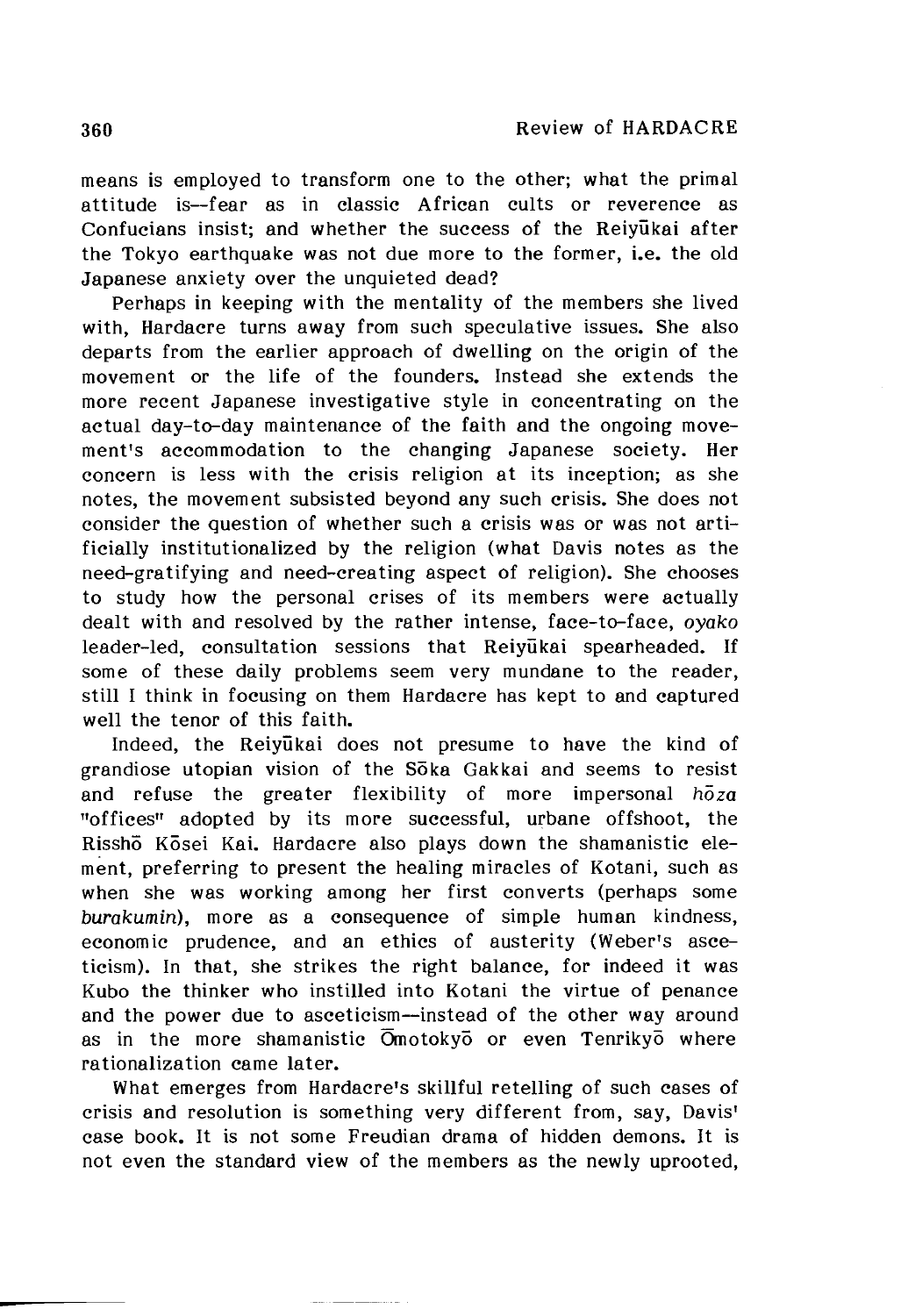means is employed to transform one to the other; what the primal attitude is--fear as in classic African cults or reverence as Confucians insist; and whether the success of the Reiyūkai after the Tokyo earthquake was not due more to the former, i.e. the old Japanese anxiety over the unquieted dead?

Perhaps in keeping with the mentality of the members she lived with, Hardacre turns away from such speculative issues. She also departs from the earlier approach of dwelling on the origin of the movement or the life of the founders. Instead she extends the more recent Japanese investigative style in concentrating on the actual day-to-day maintenance of the faith and the ongoing movement's accommodation to the changing Japanese society. Her concern is less with the crisis religion at its inception; as she notes, the movement subsisted beyond any such crisis. She does not consider the question of whether such a crisis was or was not artificially institutionalized by the religion (what Davis notes as the need-gratifying and need-creating aspect of religion). She chooses to study how the personal crises of its members were actually dealt with and resolved by the rather intense, face-to-face, *oyako* leader-led, consultation sessions that Reiyūkai spearheaded. If some of these daily problems seem very mundane to the reader, still I think in focusing on them Hardacre has kept to and captured well the tenor of this faith.

Indeed, the Reiyūkai does not presume to have the kind of grandiose utopian vision of the Sōka Gakkai and seems to resist and refuse the greater flexibility of more impersonal *hōza* "offices" adopted by its more successful, urbane offshoot, the Risshō Kōsei Kai. Hardacre also plays down the shamanistic element, preferring to present the healing miracles of Kotani, such as when she was working among her first converts (perhaps some *burakumin*), more as a consequence of simple human kindness, economic prudence, and an ethics of austerity (Weber's asceticism). In that, she strikes the right balance, for indeed it was Kubo the thinker who instilled into Kotani the virtue of penance and the power due to asceticism—instead of the other way around as in the more shamanistic Ōmotokyō or even Tenrikyō where rationalization came later.

What emerges from Hardacre's skillful retelling of such cases of crisis and resolution is something very different from, say, Davis' case book. It is not some Freudian drama of hidden demons. It is not even the standard view of the members as the newly uprooted,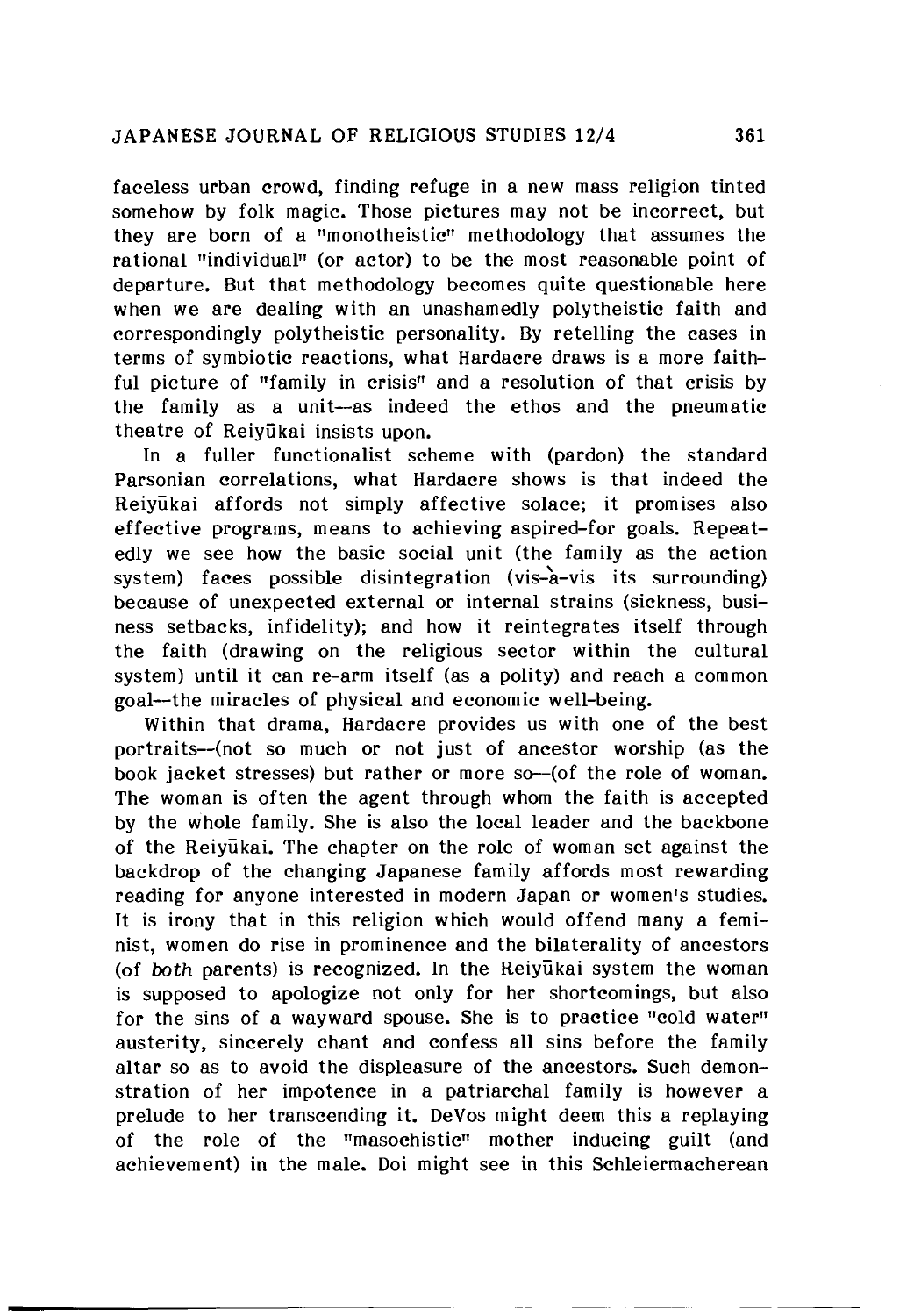faceless urban crowd, finding refuge in a new mass religion tinted somehow by folk magic. Those pictures may not be incorrect, but they are born of a "monotheistic" methodology that assumes the rational "individual" (or actor) to be the most reasonable point of departure. But that methodology becomes quite questionable here when we are dealing with an unashamedly polytheistic faith and correspondingly polytheistic personality. By retelling the cases in terms of symbiotic reactions, what Hardacre draws is a more faithful picture of "family in crisis" and a resolution of that crisis by the family as a unit—as indeed the ethos and the pneumatic theatre of Reiyūkai insists upon.

In a fuller functionalist scheme with (pardon) the standard Parsonian correlations, what Hardacre shows is that indeed the Reiyūkai affords not simply affective solace; it promises also effective programs, means to achieving aspired-for goals. Repeatedly we see how the basic social unit (the family as the action system) faces possible disintegration (vis-à-vis its surrounding) because of unexpected external or internal strains (sickness, business setbacks, infidelity); and how it reintegrates itself through the faith (drawing on the religious sector within the cultural system) until it can re-arm itself (as a polity) and reach a common goal—the miracles of physical and economic well-being.

Within that drama, Hardacre provides us with one of the best portraits—(not so much or not just of ancestor worship (as the book jacket stresses) but rather or more so—(of the role of woman. The woman is often the agent through whom the faith is accepted by the whole family. She is also the local leader and the backbone of the Reiyūkai. The chapter on the role of woman set against the backdrop of the changing Japanese family affords most rewarding reading for anyone interested in modern Japan or women's studies. It is irony that in this religion which would offend many a feminist, women do rise in prominence and the bilaterality of ancestors (of *both* parents) is recognized. In the Reiyūkai system the woman is supposed to apologize not only for her shortcomings, but also for the sins of a wayward spouse. She is to practice "cold water" austerity, sincerely chant and confess all sins before the family altar so as to avoid the displeasure of the ancestors. Such demonstration of her impotence in a patriarchal family is however a prelude to her transcending it. DeVos might deem this a replaying of the role of the "masochistic" mother inducing guilt (and achievement) in the male. Doi might see in this Schleiermacherean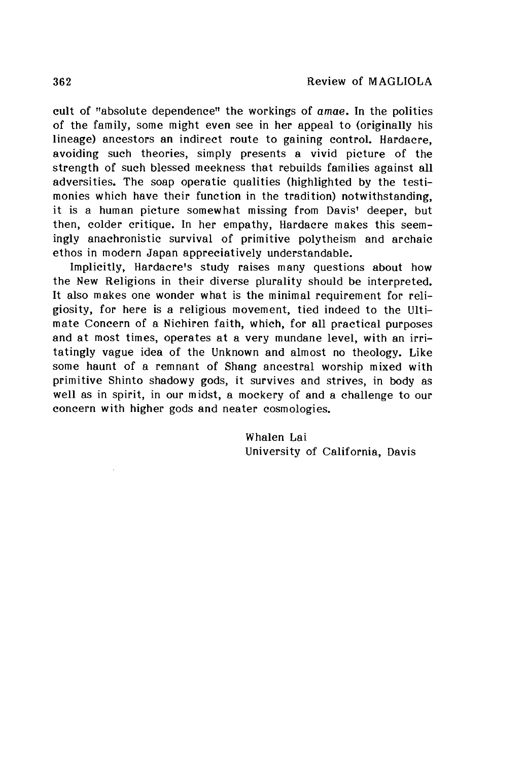cult of "absolute dependence" the workings of *amae*. In the politics of the family, some might even see in her appeal to (originally his lineage) ancestors an indirect route to gaining control. Hardacre, avoiding such theories, simply presents a vivid picture of the strength of such blessed meekness that rebuilds families against all adversities. The soap operatic qualities (highlighted by the testimonies which have their function in the tradition) notwithstanding, it is a human picture somewhat missing from Davis' deeper, but then, colder critique. In her empathy, Hardacre makes this seemingly anachronistic survival of primitive polytheism and archaic ethos in modern Japan appreciatively understandable.

Implicitly, Hardacre's study raises many questions about how the New Religions in their diverse plurality should be interpreted. It also makes one wonder what is the minimal requirement for religiosity, for here is a religious movement, tied indeed to the Ultimate Concern of a Nichiren faith, which, for all practical purposes and at most times, operates at a very mundane level, with an irritatingly vague idea of the Unknown and almost no theology. Like some haunt of a remnant of Shang ancestral worship mixed with primitive Shinto shadowy gods, it survives and strives, in body as well as in spirit, in our midst, a mockery of and a challenge to our concern with higher gods and neater cosmologies.

Whalen Lai
University of California, Davis